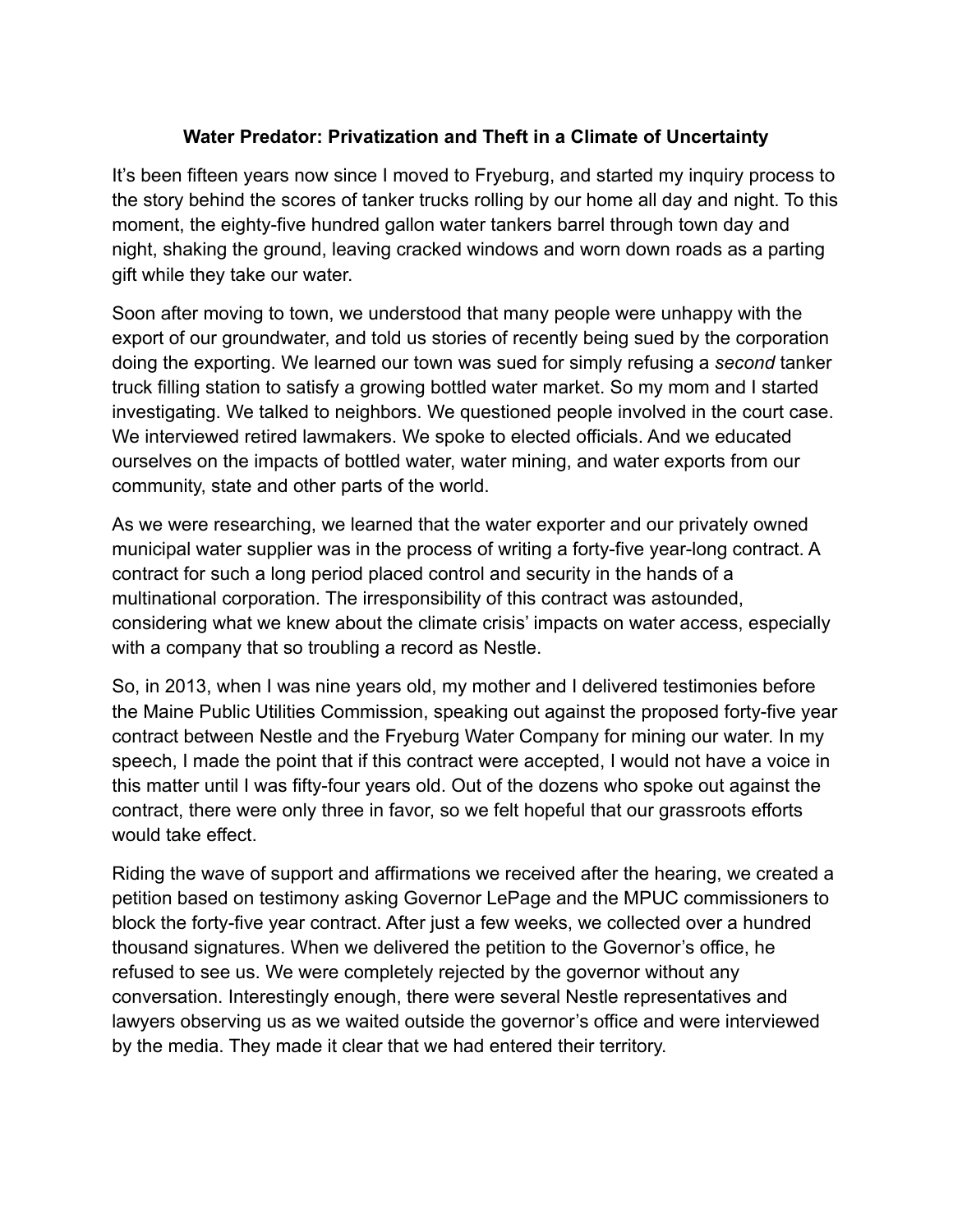# Water Predator: Privatization and Theft in a Climate of Uncertainty

It's been fifteen years now since I moved to Fryeburg, and started my inquiry process to the story behind the scores of tanker trucks rolling by our home all day and night. To this moment, the eighty-five hundred gallon water tankers barrel through town day and night, shaking the ground, leaving cracked windows and worn down roads as a parting gift while they take our water.

Soon after moving to town, we understood that many people were unhappy with the export of our groundwater, and told us stories of recently being sued by the corporation doing the exporting. We learned our town was sued for simply refusing a *second* tanker truck filling station to satisfy a growing bottled water market. So my mom and I started investigating. We talked to neighbors. We questioned people involved in the court case. We interviewed retired lawmakers. We spoke to elected officials. And we educated ourselves on the impacts of bottled water, water mining, and water exports from our community, state and other parts of the world.

As we were researching, we learned that the water exporter and our privately owned municipal water supplier was in the process of writing a forty-five year-long contract. A contract for such a long period placed control and security in the hands of a multinational corporation. The irresponsibility of this contract was astounded, considering what we knew about the climate crisis' impacts on water access, especially with a company that so troubling a record as Nestle.

So, in 2013, when I was nine years old, my mother and I delivered testimonies before the Maine Public Utilities Commission, speaking out against the proposed forty-five year contract between Nestle and the Fryeburg Water Company for mining our water. In my speech, I made the point that if this contract were accepted, I would not have a voice in this matter until I was fifty-four years old. Out of the dozens who spoke out against the contract, there were only three in favor, so we felt hopeful that our grassroots efforts would take effect.

Riding the wave of support and affirmations we received after the hearing, we created a petition based on testimony asking Governor LePage and the MPUC commissioners to block the forty-five year contract. After just a few weeks, we collected over a hundred thousand signatures. When we delivered the petition to the Governor's office, he refused to see us. We were completely rejected by the governor without any conversation. Interestingly enough, there were several Nestle representatives and lawyers observing us as we waited outside the governor's office and were interviewed by the media. They made it clear that we had entered their territory.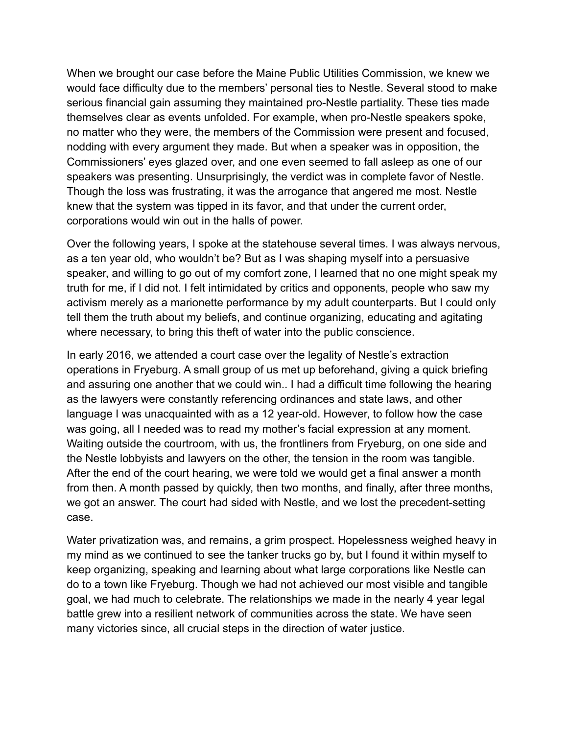When we brought our case before the Maine Public Utilities Commission, we knew we would face difficulty due to the members' personal ties to Nestle. Several stood to make serious financial gain assuming they maintained pro-Nestle partiality. These ties made themselves clear as events unfolded. For example, when pro-Nestle speakers spoke, no matter who they were, the members of the Commission were present and focused, nodding with every argument they made. But when a speaker was in opposition, the Commissioners' eyes glazed over, and one even seemed to fall asleep as one of our speakers was presenting. Unsurprisingly, the verdict was in complete favor of Nestle. Though the loss was frustrating, it was the arrogance that angered me most. Nestle knew that the system was tipped in its favor, and that under the current order, corporations would win out in the halls of power.

Over the following years, I spoke at the statehouse several times. I was always nervous, as a ten year old, who wouldn't be? But as I was shaping myself into a persuasive speaker, and willing to go out of my comfort zone, I learned that no one might speak my truth for me, if I did not. I felt intimidated by critics and opponents, people who saw my activism merely as a marionette performance by my adult counterparts. But I could only tell them the truth about my beliefs, and continue organizing, educating and agitating where necessary, to bring this theft of water into the public conscience.

In early 2016, we attended a court case over the legality of Nestle's extraction operations in Fryeburg. A small group of us met up beforehand, giving a quick briefing and assuring one another that we could win.. I had a difficult time following the hearing as the lawyers were constantly referencing ordinances and state laws, and other language I was unacquainted with as a 12 year-old. However, to follow how the case was going, all I needed was to read my mother's facial expression at any moment. Waiting outside the courtroom, with us, the frontliners from Fryeburg, on one side and the Nestle lobbyists and lawyers on the other, the tension in the room was tangible. After the end of the court hearing, we were told we would get a final answer a month from then. A month passed by quickly, then two months, and finally, after three months, we got an answer. The court had sided with Nestle, and we lost the precedent-setting case.

Water privatization was, and remains, a grim prospect. Hopelessness weighed heavy in my mind as we continued to see the tanker trucks go by, but I found it within myself to keep organizing, speaking and learning about what large corporations like Nestle can do to a town like Fryeburg. Though we had not achieved our most visible and tangible goal, we had much to celebrate. The relationships we made in the nearly 4 year legal battle grew into a resilient network of communities across the state. We have seen many victories since, all crucial steps in the direction of water justice.